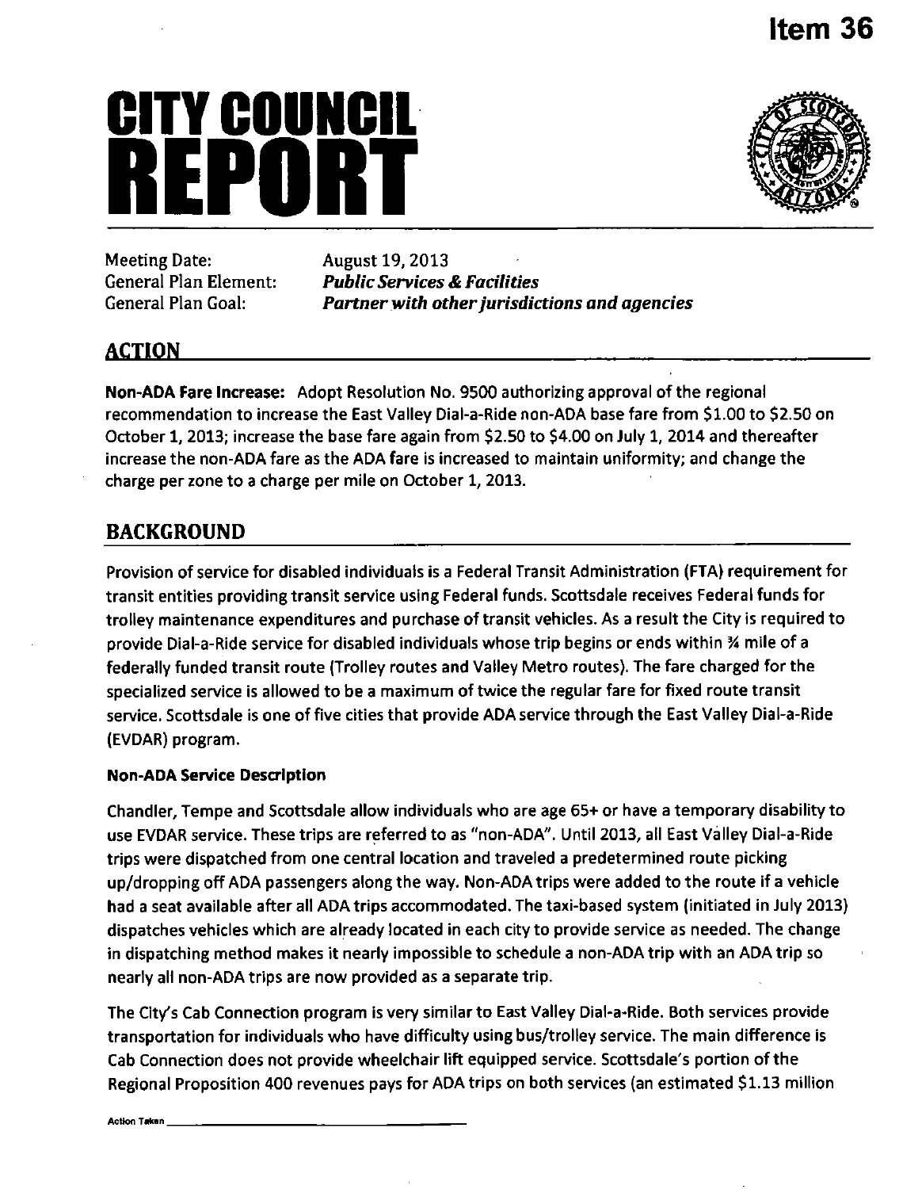Item 36

# CITY COUNCIL REPORT

Meeting Date: August 19, 2013
General Plan Element: ***Public Services & Facilities***
General Plan Goal: ***Partner with other jurisdictions and agencies***

## ACTION

**Non-ADA Fare Increase:** Adopt Resolution No. 9500 authorizing approval of the regional recommendation to increase the East Valley Dial-a-Ride non-ADA base fare from $1.00 to $2.50 on October 1, 2013; increase the base fare again from $2.50 to $4.00 on July 1, 2014 and thereafter increase the non-ADA fare as the ADA fare is increased to maintain uniformity; and change the charge per zone to a charge per mile on October 1, 2013.

## BACKGROUND

Provision of service for disabled individuals is a Federal Transit Administration (FTA) requirement for transit entities providing transit service using Federal funds. Scottsdale receives Federal funds for trolley maintenance expenditures and purchase of transit vehicles. As a result the City is required to provide Dial-a-Ride service for disabled individuals whose trip begins or ends within ¾ mile of a federally funded transit route (Trolley routes and Valley Metro routes). The fare charged for the specialized service is allowed to be a maximum of twice the regular fare for fixed route transit service. Scottsdale is one of five cities that provide ADA service through the East Valley Dial-a-Ride (EVDAR) program.

### Non-ADA Service Description

Chandler, Tempe and Scottsdale allow individuals who are age 65+ or have a temporary disability to use EVDAR service. These trips are referred to as "non-ADA". Until 2013, all East Valley Dial-a-Ride trips were dispatched from one central location and traveled a predetermined route picking up/dropping off ADA passengers along the way. Non-ADA trips were added to the route if a vehicle had a seat available after all ADA trips accommodated. The taxi-based system (initiated in July 2013) dispatches vehicles which are already located in each city to provide service as needed. The change in dispatching method makes it nearly impossible to schedule a non-ADA trip with an ADA trip so nearly all non-ADA trips are now provided as a separate trip.

The City's Cab Connection program is very similar to East Valley Dial-a-Ride. Both services provide transportation for individuals who have difficulty using bus/trolley service. The main difference is Cab Connection does not provide wheelchair lift equipped service. Scottsdale's portion of the Regional Proposition 400 revenues pays for ADA trips on both services (an estimated $1.13 million

Action Taken ___________________________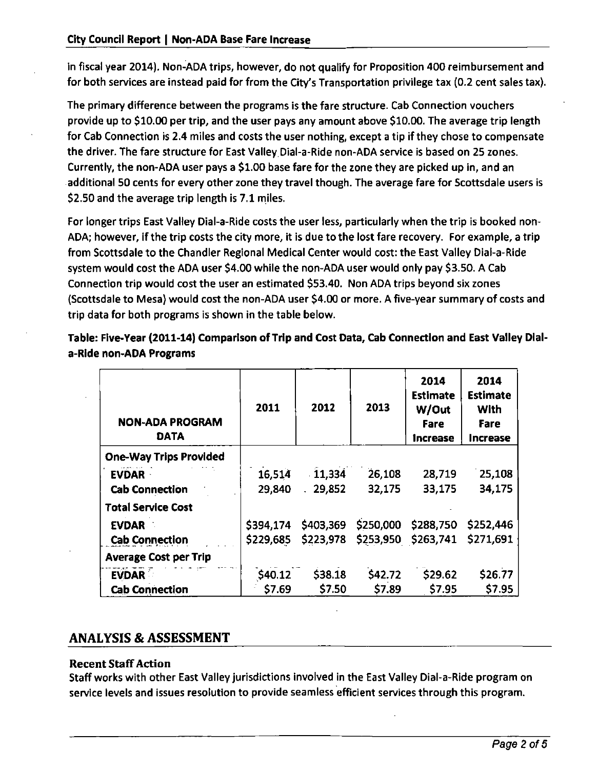in fiscal year 2014). Non-ADA trips, however, do not qualify for Proposition 400 reimbursement and for both services are instead paid for from the City's Transportation privilege tax (0.2 cent sales tax).

The primary difference between the programs is the fare structure. Cab Connection vouchers provide up to $10.00 per trip, and the user pays any amount above $10.00. The average trip length for Cab Connection is 2.4 miles and costs the user nothing, except a tip if they chose to compensate the driver. The fare structure for East Valley Dial-a-Ride non-ADA service is based on 25 zones. Currently, the non-ADA user pays a $1.00 base fare for the zone they are picked up in, and an additional 50 cents for every other zone they travel though. The average fare for Scottsdale users is $2.50 and the average trip length is 7.1 miles.

For longer trips East Valley Dial-a-Ride costs the user less, particularly when the trip is booked non-ADA; however, if the trip costs the city more, it is due to the lost fare recovery. For example, a trip from Scottsdale to the Chandler Regional Medical Center would cost: the East Valley Dial-a-Ride system would cost the ADA user $4.00 while the non-ADA user would only pay $3.50. A Cab Connection trip would cost the user an estimated $53.40. Non ADA trips beyond six zones (Scottsdale to Mesa) would cost the non-ADA user $4.00 or more. A five-year summary of costs and trip data for both programs is shown in the table below.

**Table: Five-Year (2011-14) Comparison of Trip and Cost Data, Cab Connection and East Valley Dial-a-Ride non-ADA Programs**

| NON-ADA PROGRAM DATA | 2011 | 2012 | 2013 | 2014 Estimate W/Out Fare Increase | 2014 Estimate With Fare Increase |
|---|---|---|---|---|---|
| **One-Way Trips Provided** | | | | | |
| **EVDAR** | 16,514 | 11,334 | 26,108 | 28,719 | 25,108 |
| **Cab Connection** | 29,840 | 29,852 | 32,175 | 33,175 | 34,175 |
| **Total Service Cost** | | | | | |
| **EVDAR** | $394,174 | $403,369 | $250,000 | $288,750 | $252,446 |
| **Cab Connection** | $229,685 | $223,978 | $253,950 | $263,741 | $271,691 |
| **Average Cost per Trip** | | | | | |
| **EVDAR** | $40.12 | $38.18 | $42.72 | $29.62 | $26.77 |
| **Cab Connection** | $7.69 | $7.50 | $7.89 | $7.95 | $7.95 |

## ANALYSIS & ASSESSMENT

### Recent Staff Action

Staff works with other East Valley jurisdictions involved in the East Valley Dial-a-Ride program on service levels and issues resolution to provide seamless efficient services through this program.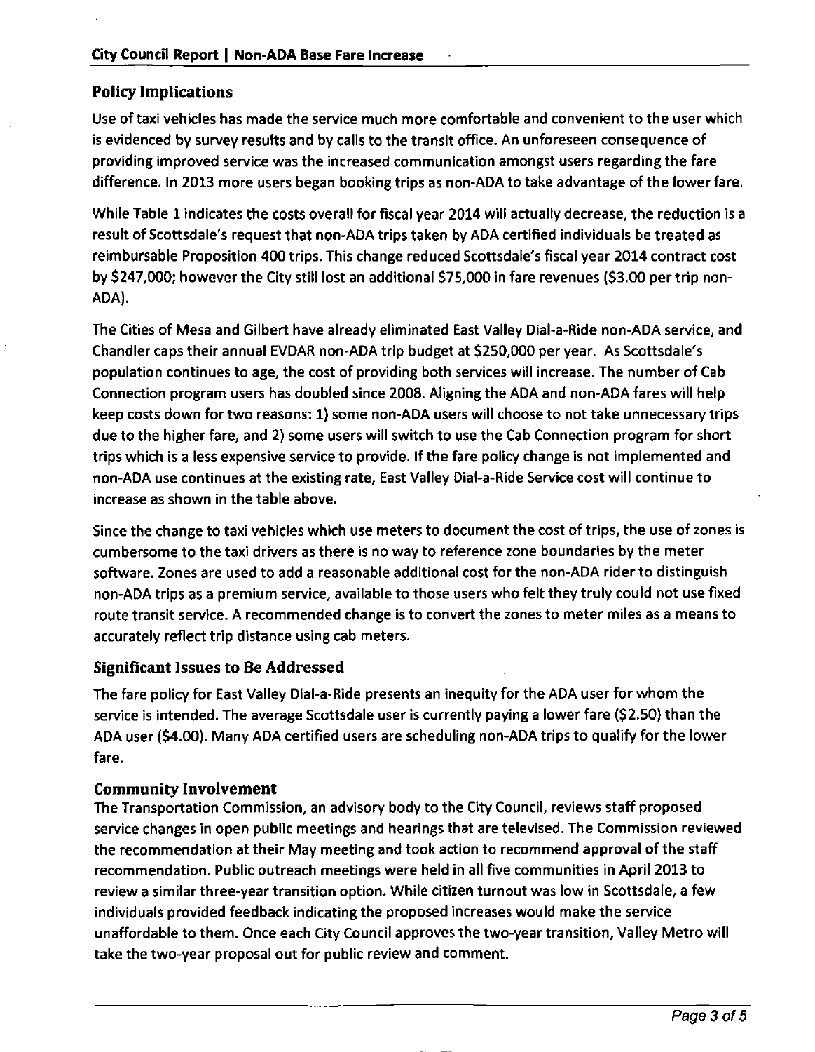## Policy Implications

Use of taxi vehicles has made the service much more comfortable and convenient to the user which is evidenced by survey results and by calls to the transit office. An unforeseen consequence of providing improved service was the increased communication amongst users regarding the fare difference. In 2013 more users began booking trips as non-ADA to take advantage of the lower fare.

While Table 1 indicates the costs overall for fiscal year 2014 will actually decrease, the reduction is a result of Scottsdale's request that non-ADA trips taken by ADA certified individuals be treated as reimbursable Proposition 400 trips. This change reduced Scottsdale's fiscal year 2014 contract cost by $247,000; however the City still lost an additional $75,000 in fare revenues ($3.00 per trip non-ADA).

The Cities of Mesa and Gilbert have already eliminated East Valley Dial-a-Ride non-ADA service, and Chandler caps their annual EVDAR non-ADA trip budget at $250,000 per year. As Scottsdale's population continues to age, the cost of providing both services will increase. The number of Cab Connection program users has doubled since 2008. Aligning the ADA and non-ADA fares will help keep costs down for two reasons: 1) some non-ADA users will choose to not take unnecessary trips due to the higher fare, and 2) some users will switch to use the Cab Connection program for short trips which is a less expensive service to provide. If the fare policy change is not implemented and non-ADA use continues at the existing rate, East Valley Dial-a-Ride Service cost will continue to increase as shown in the table above.

Since the change to taxi vehicles which use meters to document the cost of trips, the use of zones is cumbersome to the taxi drivers as there is no way to reference zone boundaries by the meter software. Zones are used to add a reasonable additional cost for the non-ADA rider to distinguish non-ADA trips as a premium service, available to those users who felt they truly could not use fixed route transit service. A recommended change is to convert the zones to meter miles as a means to accurately reflect trip distance using cab meters.

## Significant Issues to Be Addressed

The fare policy for East Valley Dial-a-Ride presents an inequity for the ADA user for whom the service is intended. The average Scottsdale user is currently paying a lower fare ($2.50) than the ADA user ($4.00). Many ADA certified users are scheduling non-ADA trips to qualify for the lower fare.

## Community Involvement

The Transportation Commission, an advisory body to the City Council, reviews staff proposed service changes in open public meetings and hearings that are televised. The Commission reviewed the recommendation at their May meeting and took action to recommend approval of the staff recommendation. Public outreach meetings were held in all five communities in April 2013 to review a similar three-year transition option. While citizen turnout was low in Scottsdale, a few individuals provided feedback indicating the proposed increases would make the service unaffordable to them. Once each City Council approves the two-year transition, Valley Metro will take the two-year proposal out for public review and comment.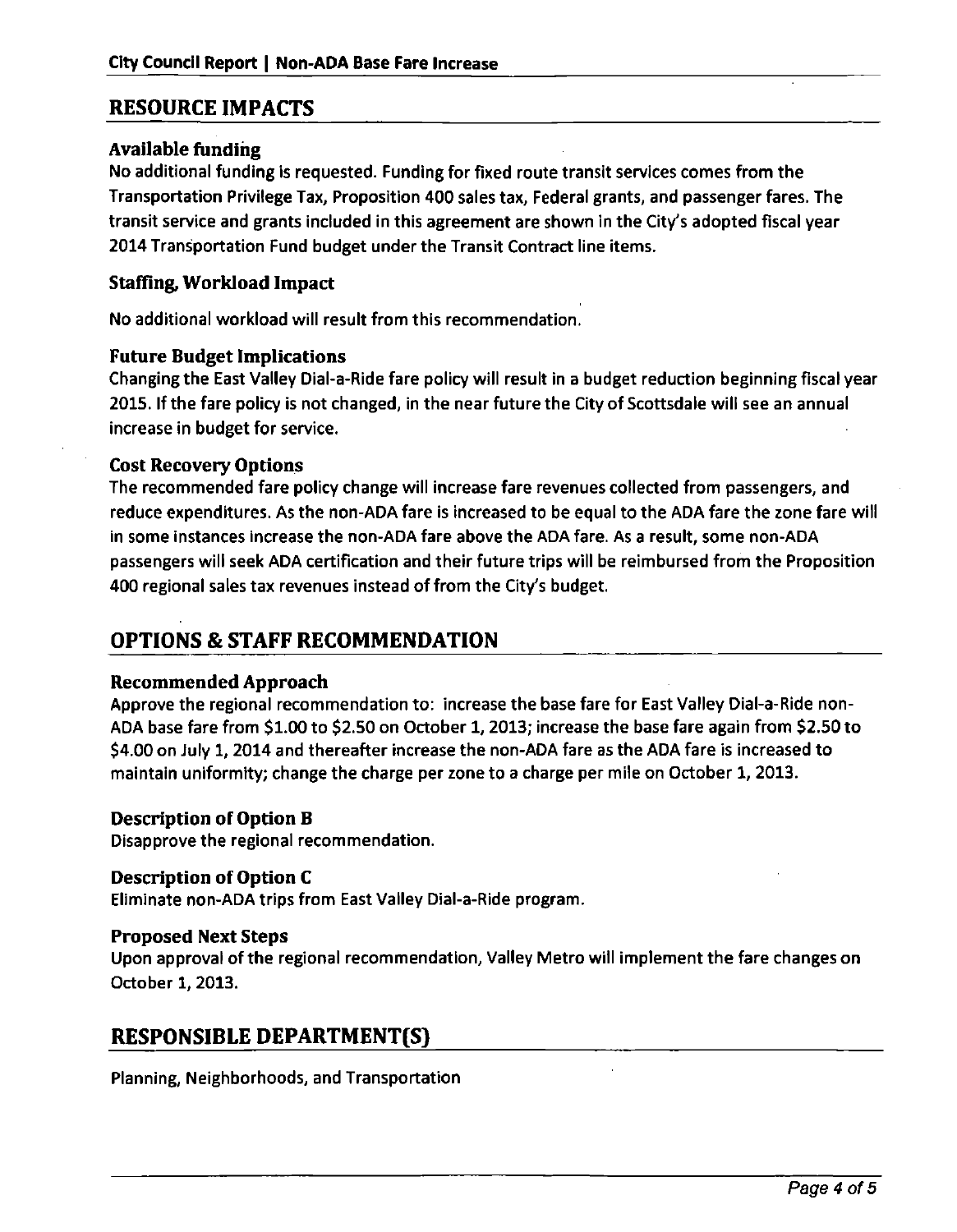## RESOURCE IMPACTS

### Available funding

No additional funding is requested. Funding for fixed route transit services comes from the Transportation Privilege Tax, Proposition 400 sales tax, Federal grants, and passenger fares. The transit service and grants included in this agreement are shown in the City's adopted fiscal year 2014 Transportation Fund budget under the Transit Contract line items.

### Staffing, Workload Impact

No additional workload will result from this recommendation.

### Future Budget Implications

Changing the East Valley Dial-a-Ride fare policy will result in a budget reduction beginning fiscal year 2015. If the fare policy is not changed, in the near future the City of Scottsdale will see an annual increase in budget for service.

### Cost Recovery Options

The recommended fare policy change will increase fare revenues collected from passengers, and reduce expenditures. As the non-ADA fare is increased to be equal to the ADA fare the zone fare will in some instances increase the non-ADA fare above the ADA fare. As a result, some non-ADA passengers will seek ADA certification and their future trips will be reimbursed from the Proposition 400 regional sales tax revenues instead of from the City's budget.

## OPTIONS & STAFF RECOMMENDATION

### Recommended Approach

Approve the regional recommendation to: increase the base fare for East Valley Dial-a-Ride non-ADA base fare from $1.00 to $2.50 on October 1, 2013; increase the base fare again from $2.50 to $4.00 on July 1, 2014 and thereafter increase the non-ADA fare as the ADA fare is increased to maintain uniformity; change the charge per zone to a charge per mile on October 1, 2013.

### Description of Option B

Disapprove the regional recommendation.

### Description of Option C

Eliminate non-ADA trips from East Valley Dial-a-Ride program.

### Proposed Next Steps

Upon approval of the regional recommendation, Valley Metro will implement the fare changes on October 1, 2013.

## RESPONSIBLE DEPARTMENT(S)

Planning, Neighborhoods, and Transportation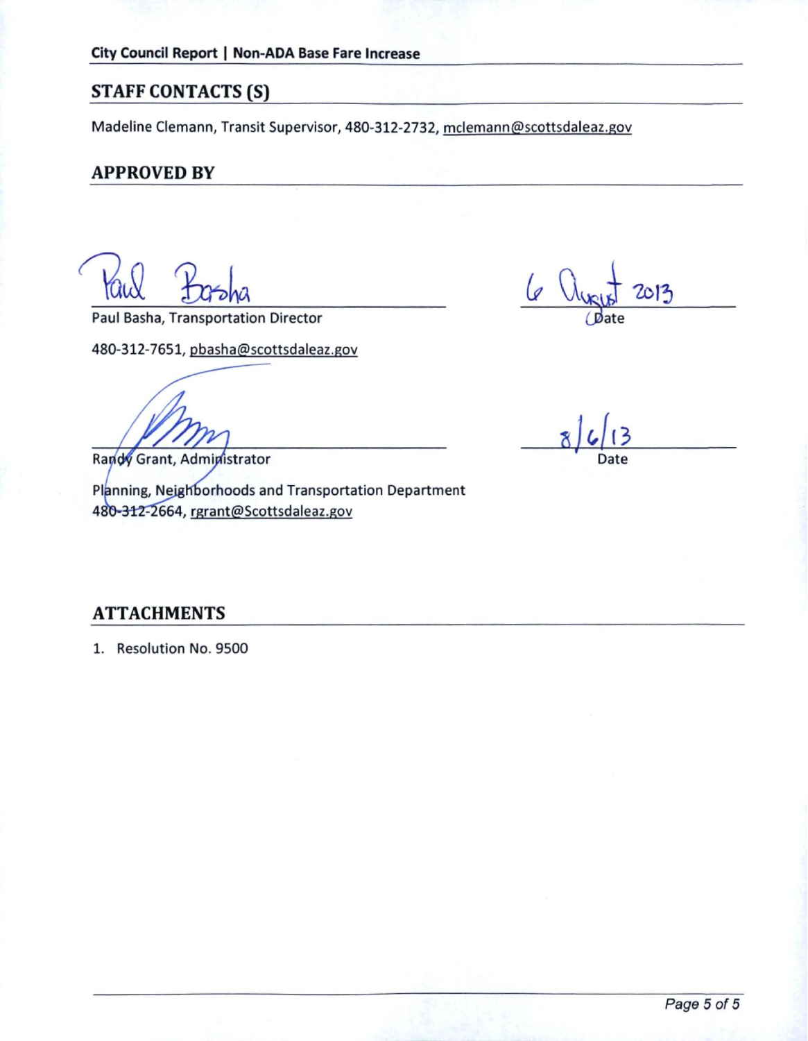## STAFF CONTACTS (S)

Madeline Clemann, Transit Supervisor, 480-312-2732, mclemann@scottsdaleaz.gov

## APPROVED BY

Paul Basha — 6 August 2013

Paul Basha, Transportation Director — Date

480-312-7651, pbasha@scottsdaleaz.gov

8/6/13

Randy Grant, Administrator — Date

Planning, Neighborhoods and Transportation Department
480-312-2664, rgrant@Scottsdaleaz.gov

## ATTACHMENTS

1. Resolution No. 9500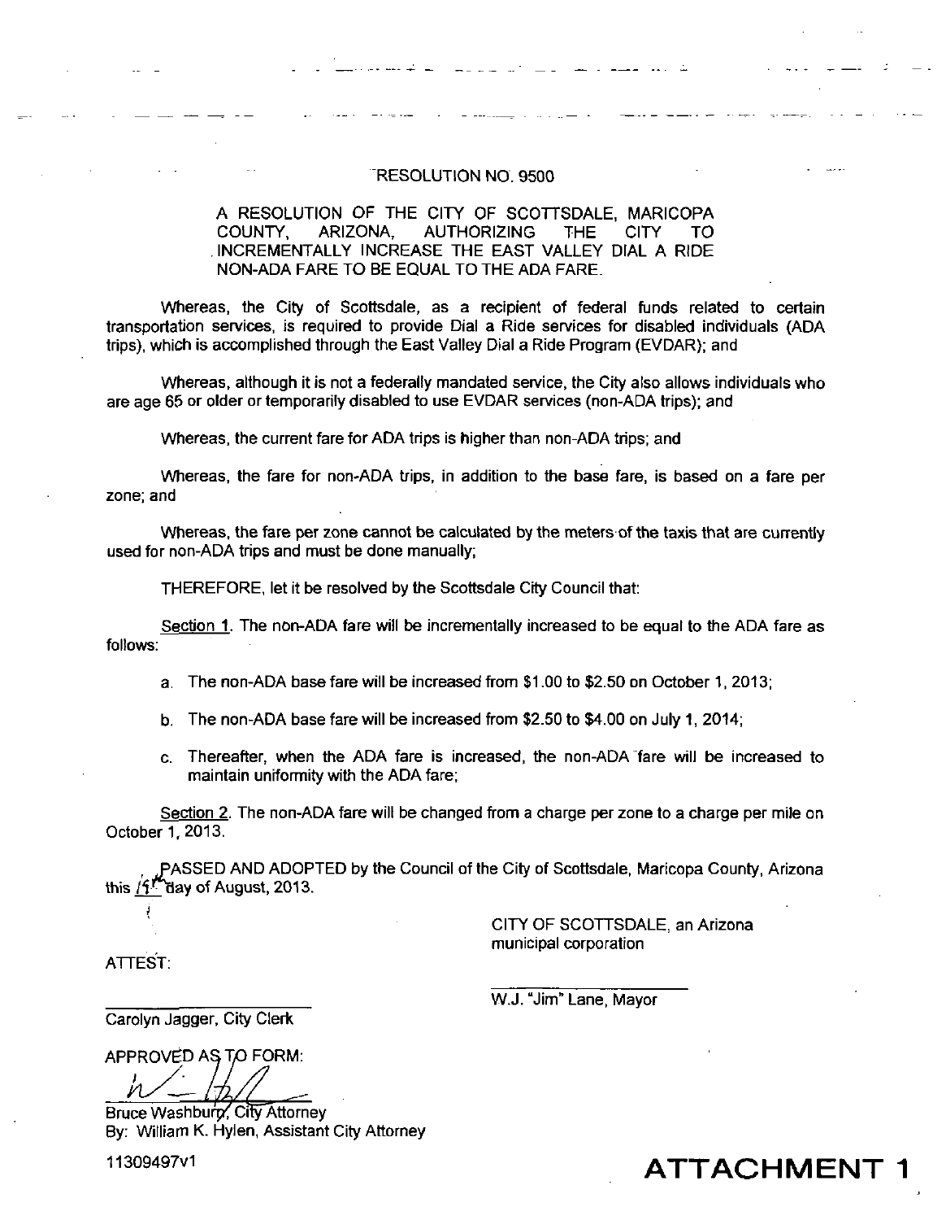# RESOLUTION NO. 9500

A RESOLUTION OF THE CITY OF SCOTTSDALE, MARICOPA COUNTY, ARIZONA, AUTHORIZING THE CITY TO INCREMENTALLY INCREASE THE EAST VALLEY DIAL A RIDE NON-ADA FARE TO BE EQUAL TO THE ADA FARE.

Whereas, the City of Scottsdale, as a recipient of federal funds related to certain transportation services, is required to provide Dial a Ride services for disabled individuals (ADA trips), which is accomplished through the East Valley Dial a Ride Program (EVDAR); and

Whereas, although it is not a federally mandated service, the City also allows individuals who are age 65 or older or temporarily disabled to use EVDAR services (non-ADA trips); and

Whereas, the current fare for ADA trips is higher than non-ADA trips; and

Whereas, the fare for non-ADA trips, in addition to the base fare, is based on a fare per zone; and

Whereas, the fare per zone cannot be calculated by the meters of the taxis that are currently used for non-ADA trips and must be done manually;

THEREFORE, let it be resolved by the Scottsdale City Council that:

Section 1. The non-ADA fare will be incrementally increased to be equal to the ADA fare as follows:

a. The non-ADA base fare will be increased from $1.00 to $2.50 on October 1, 2013;

b. The non-ADA base fare will be increased from $2.50 to $4.00 on July 1, 2014;

c. Thereafter, when the ADA fare is increased, the non-ADA fare will be increased to maintain uniformity with the ADA fare;

Section 2. The non-ADA fare will be changed from a charge per zone to a charge per mile on October 1, 2013.

PASSED AND ADOPTED by the Council of the City of Scottsdale, Maricopa County, Arizona this 15th day of August, 2013.

CITY OF SCOTTSDALE, an Arizona municipal corporation

ATTEST:

W.J. "Jim" Lane, Mayor

Carolyn Jagger, City Clerk

APPROVED AS TO FORM:

Bruce Washburn, City Attorney
By: William K. Hylen, Assistant City Attorney

11309497v1

**ATTACHMENT 1**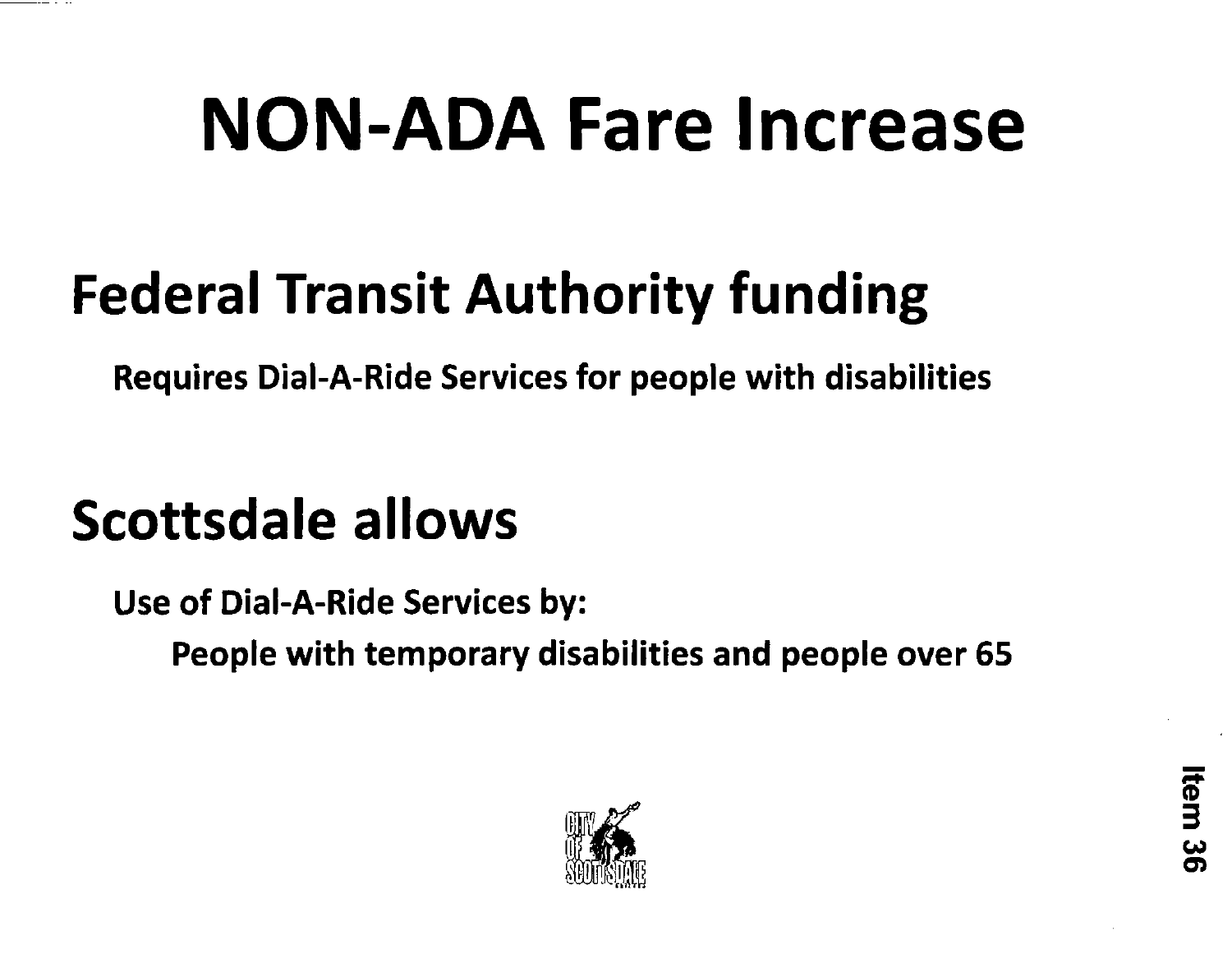# NON-ADA Fare Increase

## Federal Transit Authority funding

**Requires Dial-A-Ride Services for people with disabilities**

## Scottsdale allows

**Use of Dial-A-Ride Services by:**

**People with temporary disabilities and people over 65**

Item 36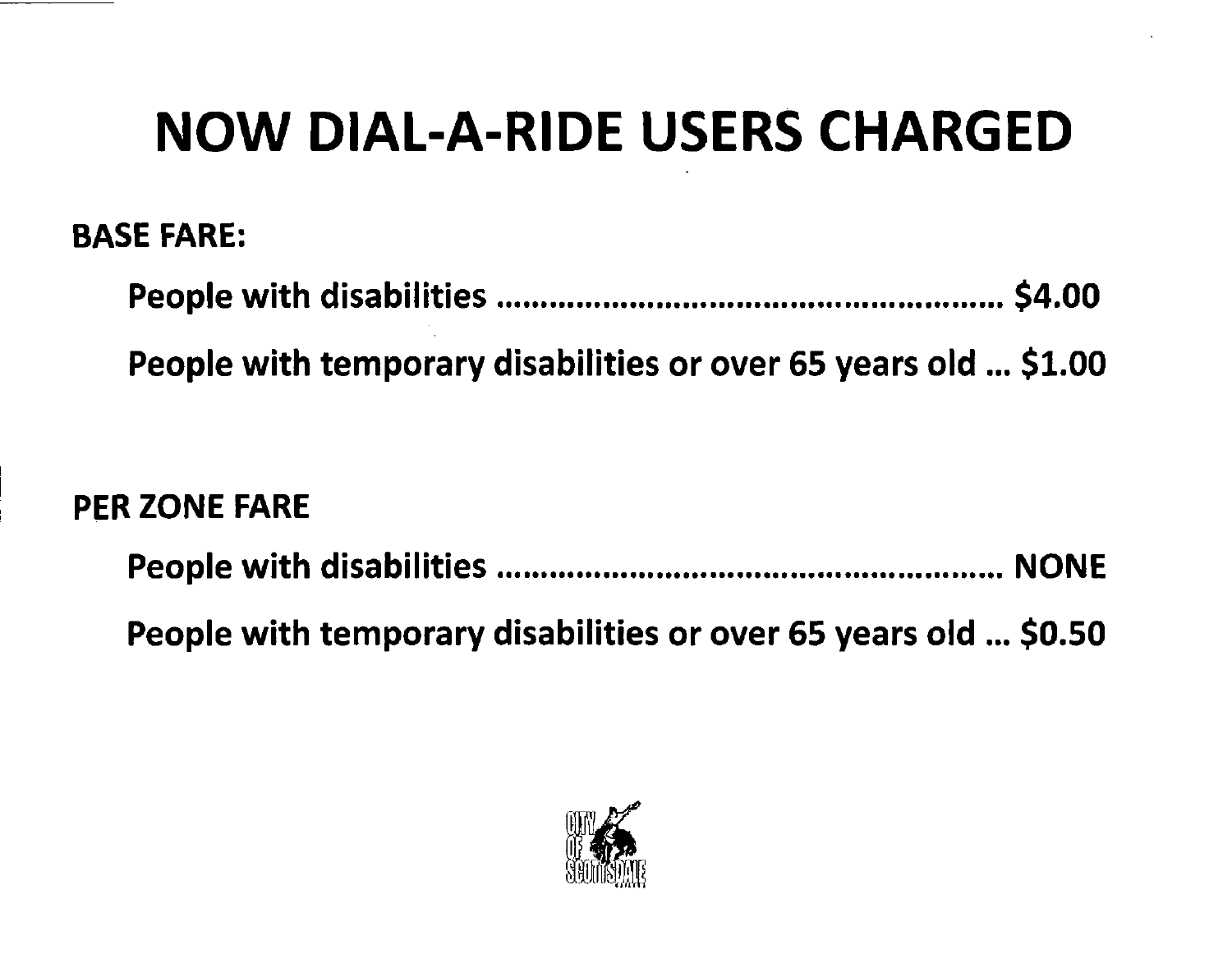# NOW DIAL-A-RIDE USERS CHARGED

**BASE FARE:**

**People with disabilities ........................................................ $4.00**

**People with temporary disabilities or over 65 years old ... $1.00**

**PER ZONE FARE**

**People with disabilities ........................................................ NONE**

**People with temporary disabilities or over 65 years old ... $0.50**

CITY OF SCOTTSDALE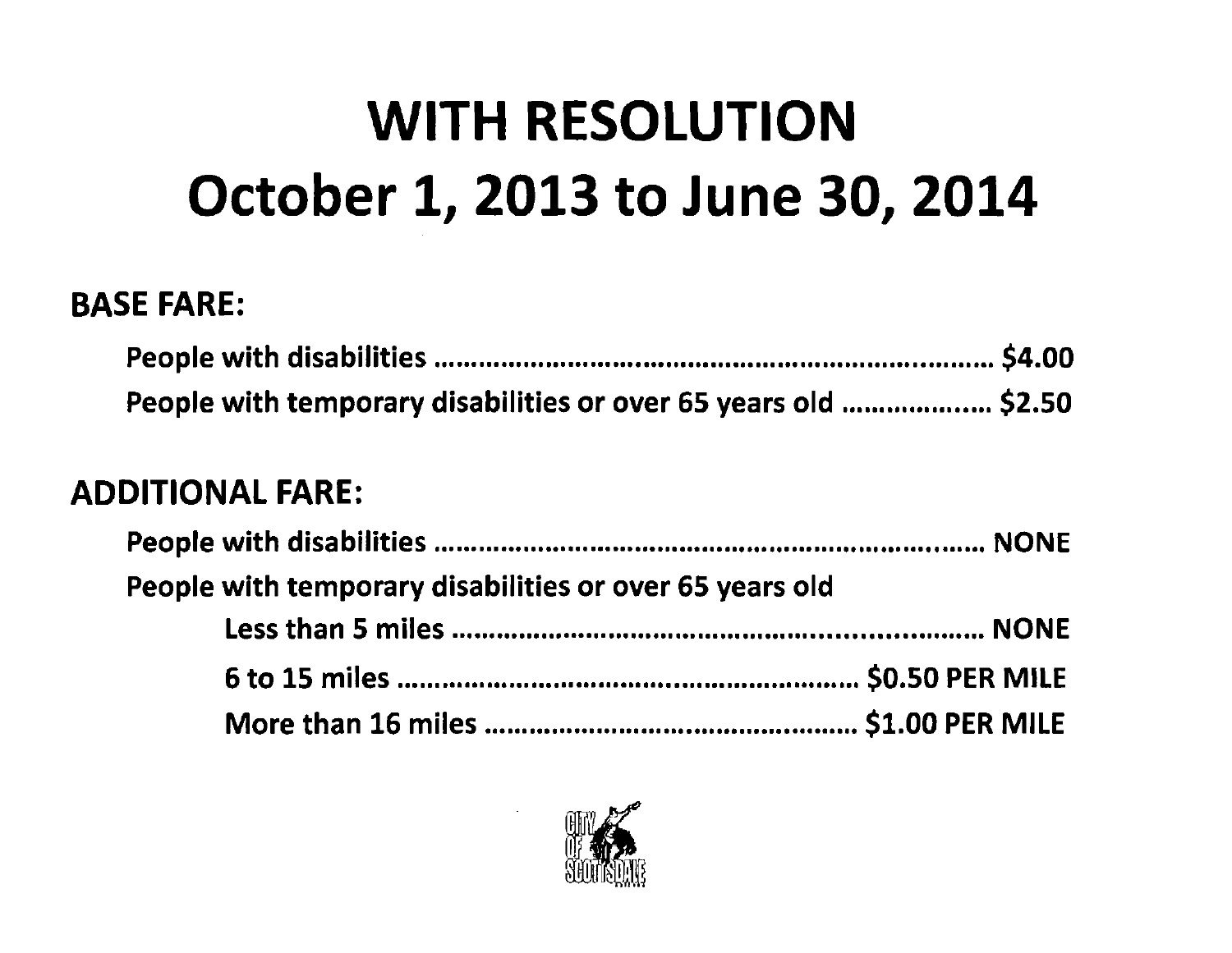# WITH RESOLUTION
# October 1, 2013 to June 30, 2014

## BASE FARE:

People with disabilities .............................................................................. $4.00

People with temporary disabilities or over 65 years old ..................... $2.50

## ADDITIONAL FARE:

People with disabilities .............................................................................. NONE

People with temporary disabilities or over 65 years old

- Less than 5 miles ............................................................................ NONE
- 6 to 15 miles ............................................................... $0.50 PER MILE
- More than 16 miles ..................................................... $1.00 PER MILE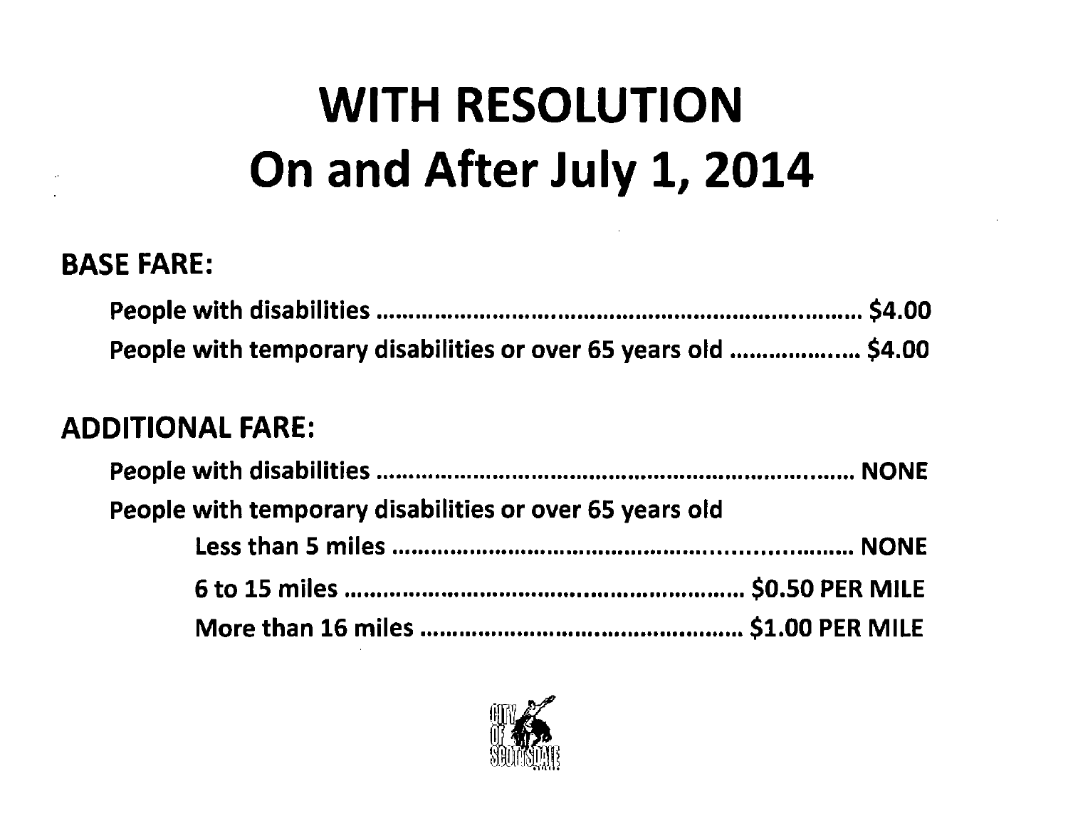# WITH RESOLUTION
# On and After July 1, 2014

## BASE FARE:

People with disabilities ........................................................................ $4.00

People with temporary disabilities or over 65 years old ..................... $4.00

## ADDITIONAL FARE:

People with disabilities ........................................................................ NONE

People with temporary disabilities or over 65 years old

- Less than 5 miles .......................................................................... NONE
- 6 to 15 miles ............................................................ $0.50 PER MILE
- More than 16 miles ................................................. $1.00 PER MILE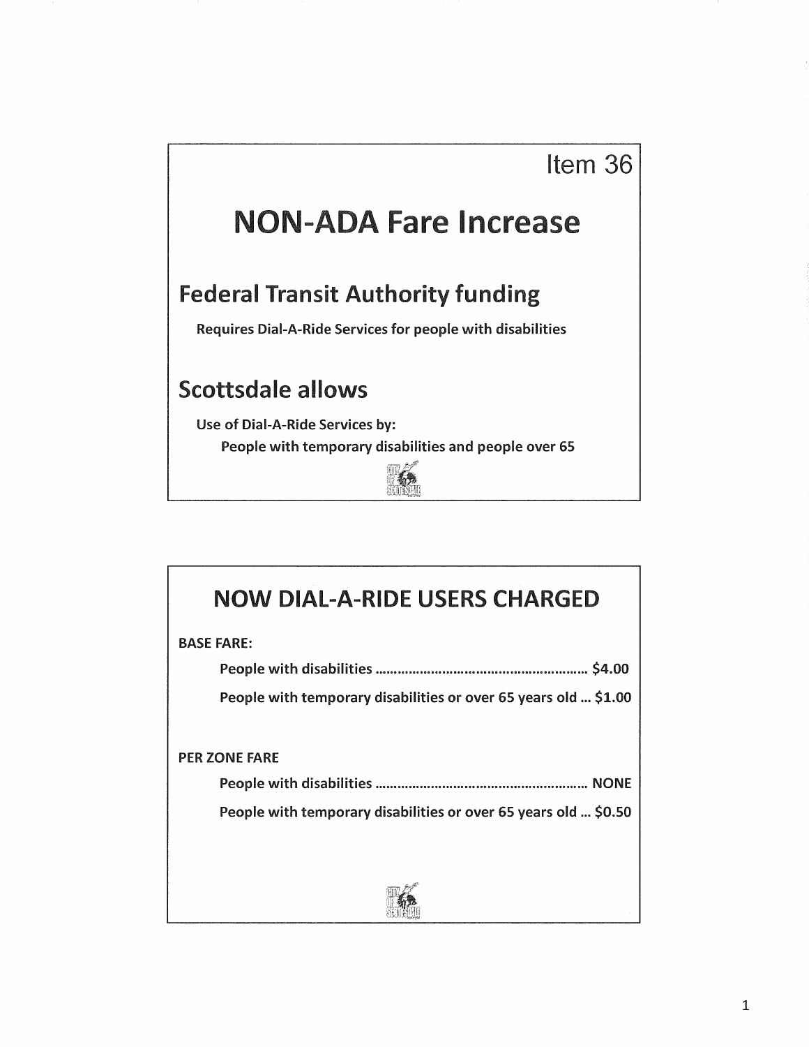Item 36

# NON-ADA Fare Increase

## Federal Transit Authority funding

Requires Dial-A-Ride Services for people with disabilities

## Scottsdale allows

Use of Dial-A-Ride Services by:

People with temporary disabilities and people over 65

## NOW DIAL-A-RIDE USERS CHARGED

**BASE FARE:**

**People with disabilities ............................................................ $4.00**

**People with temporary disabilities or over 65 years old ... $1.00**

**PER ZONE FARE**

**People with disabilities ............................................................ NONE**

**People with temporary disabilities or over 65 years old ... $0.50**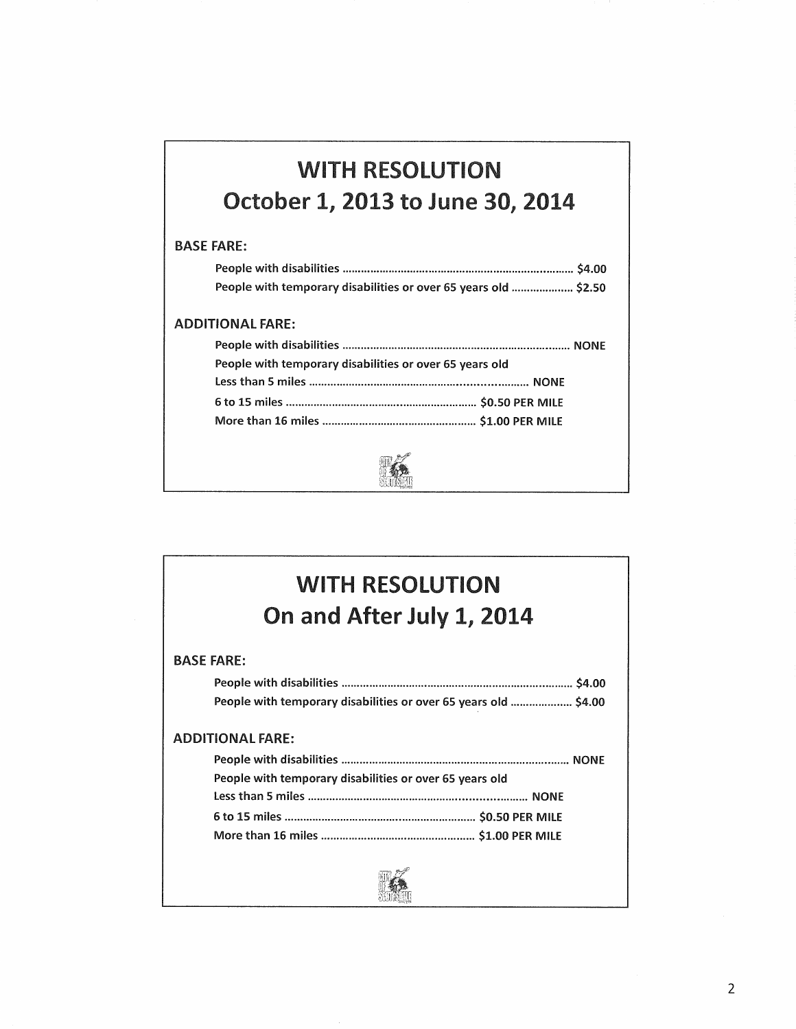## WITH RESOLUTION
## October 1, 2013 to June 30, 2014

**BASE FARE:**

People with disabilities ........................................................................ $4.00
People with temporary disabilities or over 65 years old .................... $2.50

**ADDITIONAL FARE:**

People with disabilities ........................................................................ NONE
People with temporary disabilities or over 65 years old
Less than 5 miles .................................................................. NONE
6 to 15 miles ........................................................... $0.50 PER MILE
More than 16 miles ................................................ $1.00 PER MILE

## WITH RESOLUTION
## On and After July 1, 2014

**BASE FARE:**

People with disabilities ........................................................................ $4.00
People with temporary disabilities or over 65 years old .................... $4.00

**ADDITIONAL FARE:**

People with disabilities ........................................................................ NONE
People with temporary disabilities or over 65 years old
Less than 5 miles .................................................................. NONE
6 to 15 miles ........................................................... $0.50 PER MILE
More than 16 miles ................................................ $1.00 PER MILE